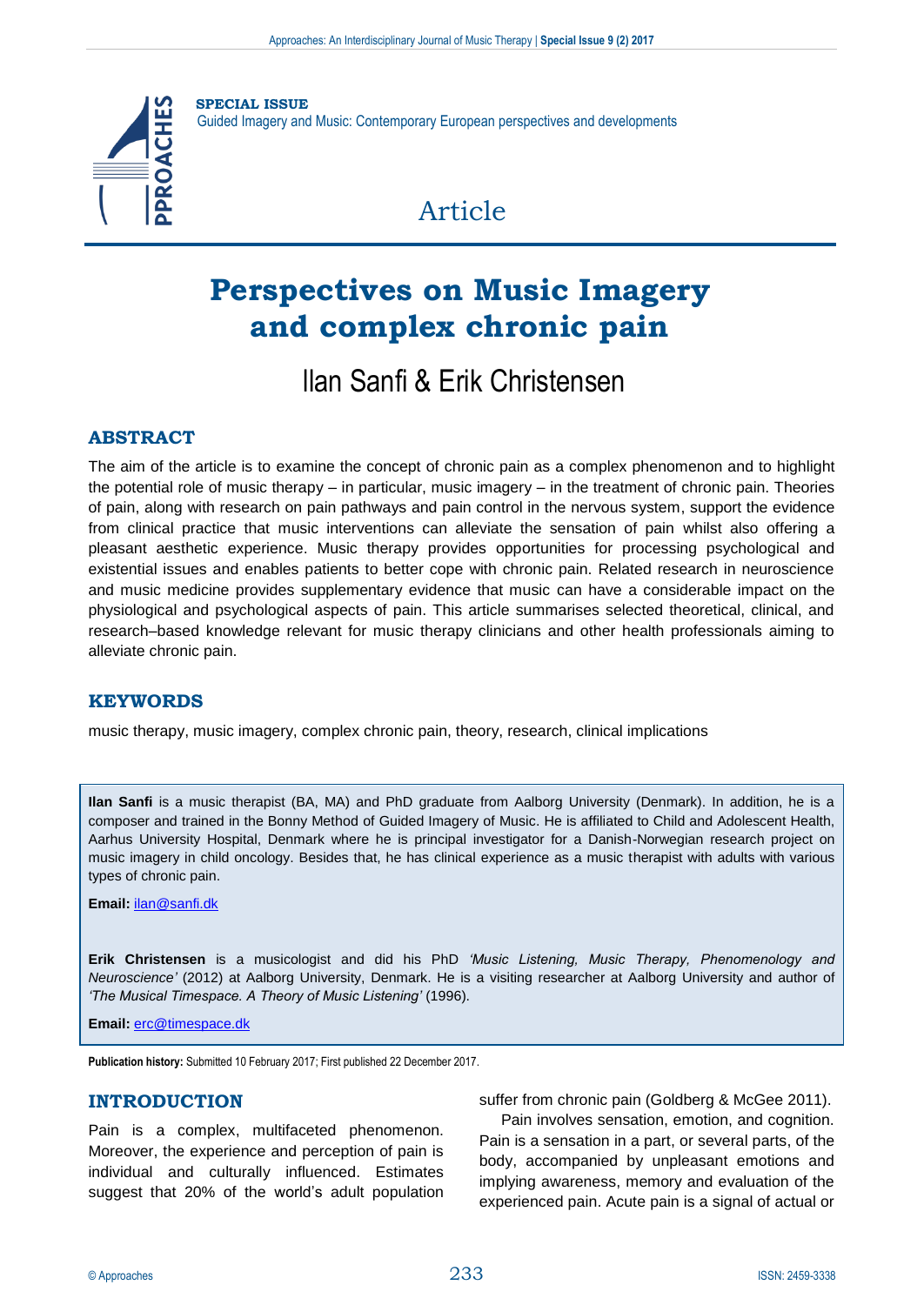**SPECIAL ISSUE**
Guided Imagery and Music: Contemporary European perspectives and developments

Article

# Perspectives on Music Imagery and complex chronic pain

## Ilan Sanfi & Erik Christensen

## ABSTRACT

The aim of the article is to examine the concept of chronic pain as a complex phenomenon and to highlight the potential role of music therapy – in particular, music imagery – in the treatment of chronic pain. Theories of pain, along with research on pain pathways and pain control in the nervous system, support the evidence from clinical practice that music interventions can alleviate the sensation of pain whilst also offering a pleasant aesthetic experience. Music therapy provides opportunities for processing psychological and existential issues and enables patients to better cope with chronic pain. Related research in neuroscience and music medicine provides supplementary evidence that music can have a considerable impact on the physiological and psychological aspects of pain. This article summarises selected theoretical, clinical, and research–based knowledge relevant for music therapy clinicians and other health professionals aiming to alleviate chronic pain.

## KEYWORDS

music therapy, music imagery, complex chronic pain, theory, research, clinical implications

**Ilan Sanfi** is a music therapist (BA, MA) and PhD graduate from Aalborg University (Denmark). In addition, he is a composer and trained in the Bonny Method of Guided Imagery of Music. He is affiliated to Child and Adolescent Health, Aarhus University Hospital, Denmark where he is principal investigator for a Danish-Norwegian research project on music imagery in child oncology. Besides that, he has clinical experience as a music therapist with adults with various types of chronic pain.

**Email:** ilan@sanfi.dk

**Erik Christensen** is a musicologist and did his PhD *'Music Listening, Music Therapy, Phenomenology and Neuroscience'* (2012) at Aalborg University, Denmark. He is a visiting researcher at Aalborg University and author of *'The Musical Timespace. A Theory of Music Listening'* (1996).

**Email:** erc@timespace.dk

**Publication history:** Submitted 10 February 2017; First published 22 December 2017.

## INTRODUCTION

Pain is a complex, multifaceted phenomenon. Moreover, the experience and perception of pain is individual and culturally influenced. Estimates suggest that 20% of the world's adult population suffer from chronic pain (Goldberg & McGee 2011).

Pain involves sensation, emotion, and cognition. Pain is a sensation in a part, or several parts, of the body, accompanied by unpleasant emotions and implying awareness, memory and evaluation of the experienced pain. Acute pain is a signal of actual or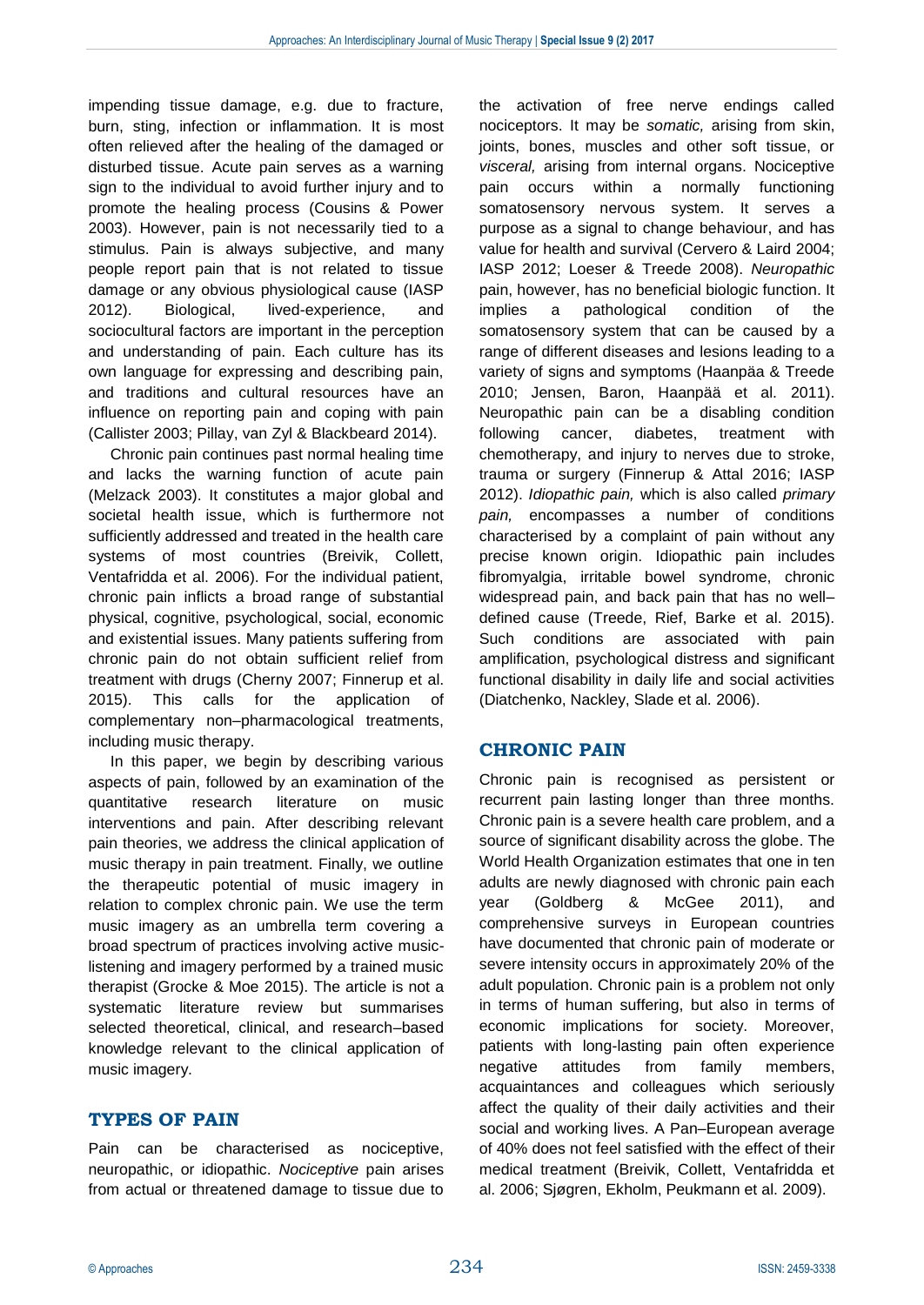impending tissue damage, e.g. due to fracture, burn, sting, infection or inflammation. It is most often relieved after the healing of the damaged or disturbed tissue. Acute pain serves as a warning sign to the individual to avoid further injury and to promote the healing process (Cousins & Power 2003). However, pain is not necessarily tied to a stimulus. Pain is always subjective, and many people report pain that is not related to tissue damage or any obvious physiological cause (IASP 2012). Biological, lived-experience, and sociocultural factors are important in the perception and understanding of pain. Each culture has its own language for expressing and describing pain, and traditions and cultural resources have an influence on reporting pain and coping with pain (Callister 2003; Pillay, van Zyl & Blackbeard 2014).

Chronic pain continues past normal healing time and lacks the warning function of acute pain (Melzack 2003). It constitutes a major global and societal health issue, which is furthermore not sufficiently addressed and treated in the health care systems of most countries (Breivik, Collett, Ventafridda et al. 2006). For the individual patient, chronic pain inflicts a broad range of substantial physical, cognitive, psychological, social, economic and existential issues. Many patients suffering from chronic pain do not obtain sufficient relief from treatment with drugs (Cherny 2007; Finnerup et al. 2015). This calls for the application of complementary non–pharmacological treatments, including music therapy.

In this paper, we begin by describing various aspects of pain, followed by an examination of the quantitative research literature on music interventions and pain. After describing relevant pain theories, we address the clinical application of music therapy in pain treatment. Finally, we outline the therapeutic potential of music imagery in relation to complex chronic pain. We use the term music imagery as an umbrella term covering a broad spectrum of practices involving active music-listening and imagery performed by a trained music therapist (Grocke & Moe 2015). The article is not a systematic literature review but summarises selected theoretical, clinical, and research–based knowledge relevant to the clinical application of music imagery.

## TYPES OF PAIN

Pain can be characterised as nociceptive, neuropathic, or idiopathic. *Nociceptive* pain arises from actual or threatened damage to tissue due to the activation of free nerve endings called nociceptors. It may be *somatic,* arising from skin, joints, bones, muscles and other soft tissue, or *visceral,* arising from internal organs. Nociceptive pain occurs within a normally functioning somatosensory nervous system. It serves a purpose as a signal to change behaviour, and has value for health and survival (Cervero & Laird 2004; IASP 2012; Loeser & Treede 2008). *Neuropathic* pain, however, has no beneficial biologic function. It implies a pathological condition of the somatosensory system that can be caused by a range of different diseases and lesions leading to a variety of signs and symptoms (Haanpäa & Treede 2010; Jensen, Baron, Haanpää et al. 2011). Neuropathic pain can be a disabling condition following cancer, diabetes, treatment with chemotherapy, and injury to nerves due to stroke, trauma or surgery (Finnerup & Attal 2016; IASP 2012). *Idiopathic pain,* which is also called *primary pain,* encompasses a number of conditions characterised by a complaint of pain without any precise known origin. Idiopathic pain includes fibromyalgia, irritable bowel syndrome, chronic widespread pain, and back pain that has no well–defined cause (Treede, Rief, Barke et al. 2015). Such conditions are associated with pain amplification, psychological distress and significant functional disability in daily life and social activities (Diatchenko, Nackley, Slade et al. 2006).

## CHRONIC PAIN

Chronic pain is recognised as persistent or recurrent pain lasting longer than three months. Chronic pain is a severe health care problem, and a source of significant disability across the globe. The World Health Organization estimates that one in ten adults are newly diagnosed with chronic pain each year (Goldberg & McGee 2011), and comprehensive surveys in European countries have documented that chronic pain of moderate or severe intensity occurs in approximately 20% of the adult population. Chronic pain is a problem not only in terms of human suffering, but also in terms of economic implications for society. Moreover, patients with long-lasting pain often experience negative attitudes from family members, acquaintances and colleagues which seriously affect the quality of their daily activities and their social and working lives. A Pan–European average of 40% does not feel satisfied with the effect of their medical treatment (Breivik, Collett, Ventafridda et al. 2006; Sjøgren, Ekholm, Peukmann et al. 2009).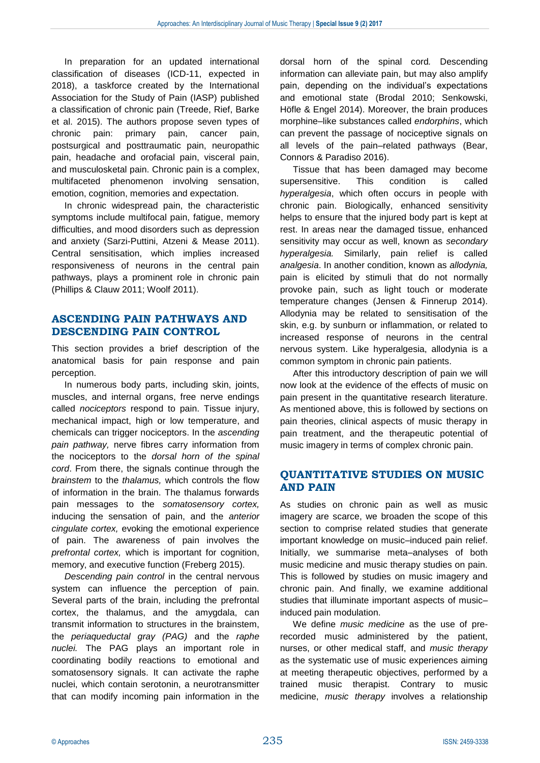In preparation for an updated international classification of diseases (ICD-11, expected in 2018), a taskforce created by the International Association for the Study of Pain (IASP) published a classification of chronic pain (Treede, Rief, Barke et al. 2015). The authors propose seven types of chronic pain: primary pain, cancer pain, postsurgical and posttraumatic pain, neuropathic pain, headache and orofacial pain, visceral pain, and musculoskeletal pain. Chronic pain is a complex, multifaceted phenomenon involving sensation, emotion, cognition, memories and expectation.

In chronic widespread pain, the characteristic symptoms include multifocal pain, fatigue, memory difficulties, and mood disorders such as depression and anxiety (Sarzi-Puttini, Atzeni & Mease 2011). Central sensitisation, which implies increased responsiveness of neurons in the central pain pathways, plays a prominent role in chronic pain (Phillips & Clauw 2011; Woolf 2011).

## ASCENDING PAIN PATHWAYS AND DESCENDING PAIN CONTROL

This section provides a brief description of the anatomical basis for pain response and pain perception.

In numerous body parts, including skin, joints, muscles, and internal organs, free nerve endings called *nociceptors* respond to pain. Tissue injury, mechanical impact, high or low temperature, and chemicals can trigger nociceptors. In the *ascending pain pathway,* nerve fibres carry information from the nociceptors to the *dorsal horn of the spinal cord*. From there, the signals continue through the *brainstem* to the *thalamus,* which controls the flow of information in the brain. The thalamus forwards pain messages to the *somatosensory cortex,* inducing the sensation of pain, and the *anterior cingulate cortex,* evoking the emotional experience of pain. The awareness of pain involves the *prefrontal cortex,* which is important for cognition, memory, and executive function (Freberg 2015).

*Descending pain control* in the central nervous system can influence the perception of pain. Several parts of the brain, including the prefrontal cortex, the thalamus, and the amygdala, can transmit information to structures in the brainstem, the *periaqueductal gray (PAG)* and the *raphe nuclei.* The PAG plays an important role in coordinating bodily reactions to emotional and somatosensory signals. It can activate the raphe nuclei, which contain serotonin, a neurotransmitter that can modify incoming pain information in the dorsal horn of the spinal cord*.* Descending information can alleviate pain, but may also amplify pain, depending on the individual's expectations and emotional state (Brodal 2010; Senkowski, Höfle & Engel 2014). Moreover, the brain produces morphine–like substances called *endorphins*, which can prevent the passage of nociceptive signals on all levels of the pain–related pathways (Bear, Connors & Paradiso 2016).

Tissue that has been damaged may become supersensitive. This condition is called *hyperalgesia*, which often occurs in people with chronic pain. Biologically, enhanced sensitivity helps to ensure that the injured body part is kept at rest. In areas near the damaged tissue, enhanced sensitivity may occur as well, known as *secondary hyperalgesia.* Similarly, pain relief is called *analgesia*. In another condition, known as *allodynia,* pain is elicited by stimuli that do not normally provoke pain, such as light touch or moderate temperature changes (Jensen & Finnerup 2014). Allodynia may be related to sensitisation of the skin, e.g. by sunburn or inflammation, or related to increased response of neurons in the central nervous system. Like hyperalgesia, allodynia is a common symptom in chronic pain patients.

After this introductory description of pain we will now look at the evidence of the effects of music on pain present in the quantitative research literature. As mentioned above, this is followed by sections on pain theories, clinical aspects of music therapy in pain treatment, and the therapeutic potential of music imagery in terms of complex chronic pain.

## QUANTITATIVE STUDIES ON MUSIC AND PAIN

As studies on chronic pain as well as music imagery are scarce, we broaden the scope of this section to comprise related studies that generate important knowledge on music–induced pain relief. Initially, we summarise meta–analyses of both music medicine and music therapy studies on pain. This is followed by studies on music imagery and chronic pain. And finally, we examine additional studies that illuminate important aspects of music–induced pain modulation.

We define *music medicine* as the use of pre-recorded music administered by the patient, nurses, or other medical staff, and *music therapy* as the systematic use of music experiences aiming at meeting therapeutic objectives, performed by a trained music therapist. Contrary to music medicine, *music therapy* involves a relationship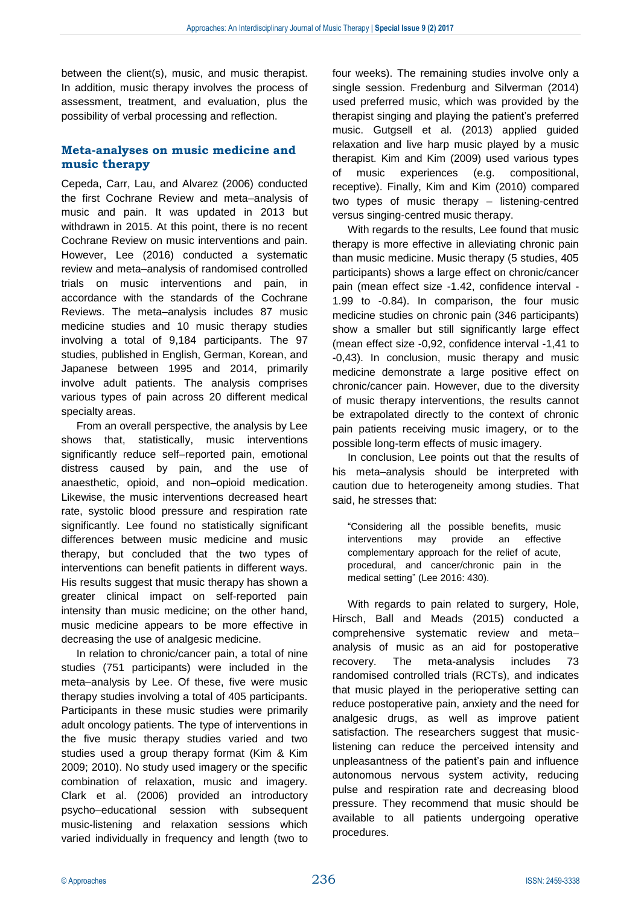between the client(s), music, and music therapist. In addition, music therapy involves the process of assessment, treatment, and evaluation, plus the possibility of verbal processing and reflection.

## Meta-analyses on music medicine and music therapy

Cepeda, Carr, Lau, and Alvarez (2006) conducted the first Cochrane Review and meta–analysis of music and pain. It was updated in 2013 but withdrawn in 2015. At this point, there is no recent Cochrane Review on music interventions and pain. However, Lee (2016) conducted a systematic review and meta–analysis of randomised controlled trials on music interventions and pain, in accordance with the standards of the Cochrane Reviews. The meta–analysis includes 87 music medicine studies and 10 music therapy studies involving a total of 9,184 participants. The 97 studies, published in English, German, Korean, and Japanese between 1995 and 2014, primarily involve adult patients. The analysis comprises various types of pain across 20 different medical specialty areas.

From an overall perspective, the analysis by Lee shows that, statistically, music interventions significantly reduce self–reported pain, emotional distress caused by pain, and the use of anaesthetic, opioid, and non–opioid medication. Likewise, the music interventions decreased heart rate, systolic blood pressure and respiration rate significantly. Lee found no statistically significant differences between music medicine and music therapy, but concluded that the two types of interventions can benefit patients in different ways. His results suggest that music therapy has shown a greater clinical impact on self-reported pain intensity than music medicine; on the other hand, music medicine appears to be more effective in decreasing the use of analgesic medicine.

In relation to chronic/cancer pain, a total of nine studies (751 participants) were included in the meta–analysis by Lee. Of these, five were music therapy studies involving a total of 405 participants. Participants in these music studies were primarily adult oncology patients. The type of interventions in the five music therapy studies varied and two studies used a group therapy format (Kim & Kim 2009; 2010). No study used imagery or the specific combination of relaxation, music and imagery. Clark et al. (2006) provided an introductory psycho–educational session with subsequent music-listening and relaxation sessions which varied individually in frequency and length (two to four weeks). The remaining studies involve only a single session. Fredenburg and Silverman (2014) used preferred music, which was provided by the therapist singing and playing the patient's preferred music. Gutgsell et al. (2013) applied guided relaxation and live harp music played by a music therapist. Kim and Kim (2009) used various types of music experiences (e.g. compositional, receptive). Finally, Kim and Kim (2010) compared two types of music therapy – listening-centred versus singing-centred music therapy.

With regards to the results, Lee found that music therapy is more effective in alleviating chronic pain than music medicine. Music therapy (5 studies, 405 participants) shows a large effect on chronic/cancer pain (mean effect size -1.42, confidence interval -1.99 to -0.84). In comparison, the four music medicine studies on chronic pain (346 participants) show a smaller but still significantly large effect (mean effect size -0,92, confidence interval -1,41 to -0,43). In conclusion, music therapy and music medicine demonstrate a large positive effect on chronic/cancer pain. However, due to the diversity of music therapy interventions, the results cannot be extrapolated directly to the context of chronic pain patients receiving music imagery, or to the possible long-term effects of music imagery.

In conclusion, Lee points out that the results of his meta–analysis should be interpreted with caution due to heterogeneity among studies. That said, he stresses that:

> "Considering all the possible benefits, music interventions may provide an effective complementary approach for the relief of acute, procedural, and cancer/chronic pain in the medical setting" (Lee 2016: 430).

With regards to pain related to surgery, Hole, Hirsch, Ball and Meads (2015) conducted a comprehensive systematic review and meta–analysis of music as an aid for postoperative recovery. The meta-analysis includes 73 randomised controlled trials (RCTs), and indicates that music played in the perioperative setting can reduce postoperative pain, anxiety and the need for analgesic drugs, as well as improve patient satisfaction. The researchers suggest that music-listening can reduce the perceived intensity and unpleasantness of the patient's pain and influence autonomous nervous system activity, reducing pulse and respiration rate and decreasing blood pressure. They recommend that music should be available to all patients undergoing operative procedures.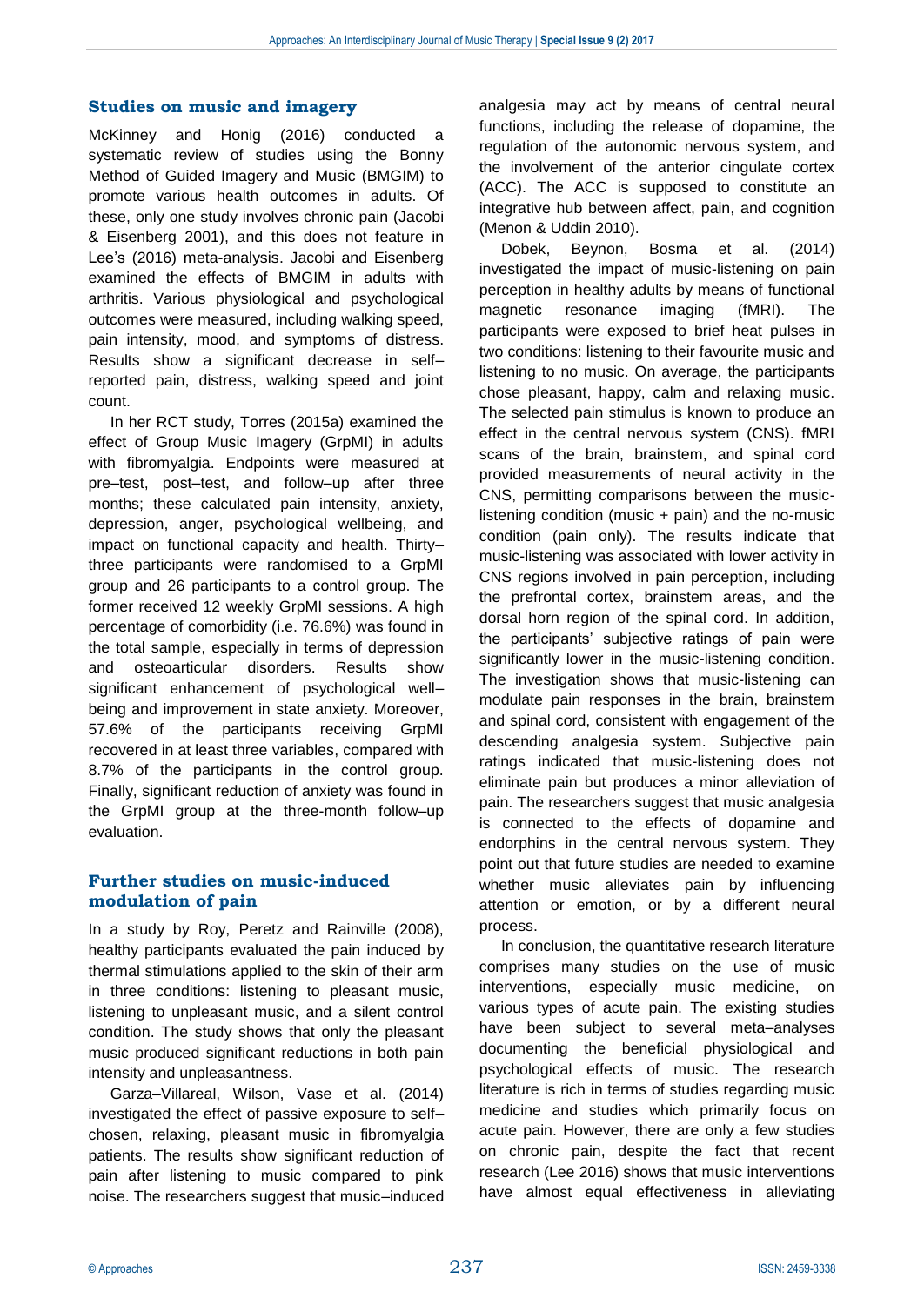## Studies on music and imagery

McKinney and Honig (2016) conducted a systematic review of studies using the Bonny Method of Guided Imagery and Music (BMGIM) to promote various health outcomes in adults. Of these, only one study involves chronic pain (Jacobi & Eisenberg 2001), and this does not feature in Lee's (2016) meta-analysis. Jacobi and Eisenberg examined the effects of BMGIM in adults with arthritis. Various physiological and psychological outcomes were measured, including walking speed, pain intensity, mood, and symptoms of distress. Results show a significant decrease in self–reported pain, distress, walking speed and joint count.

In her RCT study, Torres (2015a) examined the effect of Group Music Imagery (GrpMI) in adults with fibromyalgia. Endpoints were measured at pre–test, post–test, and follow–up after three months; these calculated pain intensity, anxiety, depression, anger, psychological wellbeing, and impact on functional capacity and health. Thirty–three participants were randomised to a GrpMI group and 26 participants to a control group. The former received 12 weekly GrpMI sessions. A high percentage of comorbidity (i.e. 76.6%) was found in the total sample, especially in terms of depression and osteoarticular disorders. Results show significant enhancement of psychological well–being and improvement in state anxiety. Moreover, 57.6% of the participants receiving GrpMI recovered in at least three variables, compared with 8.7% of the participants in the control group. Finally, significant reduction of anxiety was found in the GrpMI group at the three-month follow–up evaluation.

## Further studies on music-induced modulation of pain

In a study by Roy, Peretz and Rainville (2008), healthy participants evaluated the pain induced by thermal stimulations applied to the skin of their arm in three conditions: listening to pleasant music, listening to unpleasant music, and a silent control condition. The study shows that only the pleasant music produced significant reductions in both pain intensity and unpleasantness.

Garza–Villareal, Wilson, Vase et al. (2014) investigated the effect of passive exposure to self–chosen, relaxing, pleasant music in fibromyalgia patients. The results show significant reduction of pain after listening to music compared to pink noise. The researchers suggest that music–induced analgesia may act by means of central neural functions, including the release of dopamine, the regulation of the autonomic nervous system, and the involvement of the anterior cingulate cortex (ACC). The ACC is supposed to constitute an integrative hub between affect, pain, and cognition (Menon & Uddin 2010).

Dobek, Beynon, Bosma et al. (2014) investigated the impact of music-listening on pain perception in healthy adults by means of functional magnetic resonance imaging (fMRI). The participants were exposed to brief heat pulses in two conditions: listening to their favourite music and listening to no music. On average, the participants chose pleasant, happy, calm and relaxing music. The selected pain stimulus is known to produce an effect in the central nervous system (CNS). fMRI scans of the brain, brainstem, and spinal cord provided measurements of neural activity in the CNS, permitting comparisons between the music-listening condition (music + pain) and the no-music condition (pain only). The results indicate that music-listening was associated with lower activity in CNS regions involved in pain perception, including the prefrontal cortex, brainstem areas, and the dorsal horn region of the spinal cord. In addition, the participants' subjective ratings of pain were significantly lower in the music-listening condition. The investigation shows that music-listening can modulate pain responses in the brain, brainstem and spinal cord, consistent with engagement of the descending analgesia system. Subjective pain ratings indicated that music-listening does not eliminate pain but produces a minor alleviation of pain. The researchers suggest that music analgesia is connected to the effects of dopamine and endorphins in the central nervous system. They point out that future studies are needed to examine whether music alleviates pain by influencing attention or emotion, or by a different neural process.

In conclusion, the quantitative research literature comprises many studies on the use of music interventions, especially music medicine, on various types of acute pain. The existing studies have been subject to several meta–analyses documenting the beneficial physiological and psychological effects of music. The research literature is rich in terms of studies regarding music medicine and studies which primarily focus on acute pain. However, there are only a few studies on chronic pain, despite the fact that recent research (Lee 2016) shows that music interventions have almost equal effectiveness in alleviating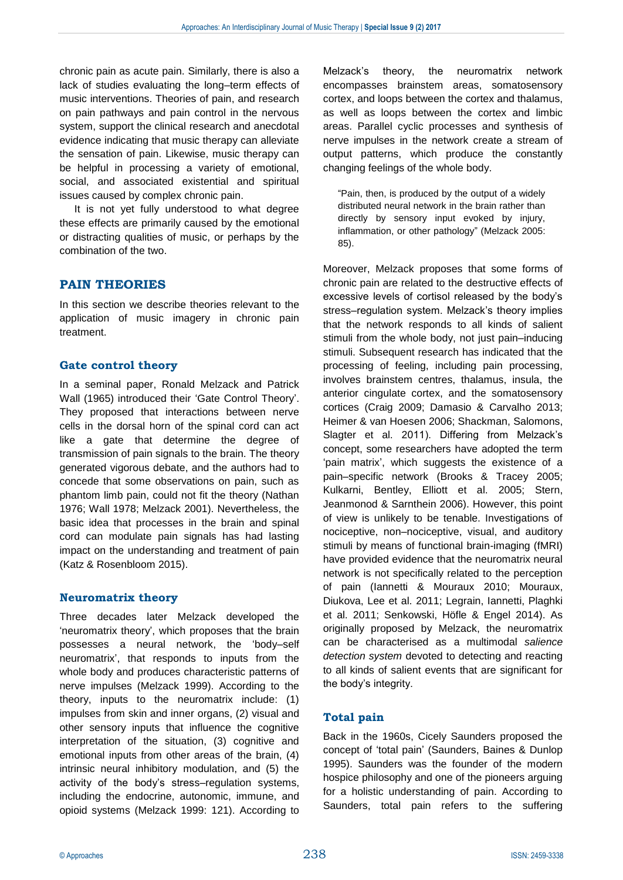chronic pain as acute pain. Similarly, there is also a lack of studies evaluating the long–term effects of music interventions. Theories of pain, and research on pain pathways and pain control in the nervous system, support the clinical research and anecdotal evidence indicating that music therapy can alleviate the sensation of pain. Likewise, music therapy can be helpful in processing a variety of emotional, social, and associated existential and spiritual issues caused by complex chronic pain.

It is not yet fully understood to what degree these effects are primarily caused by the emotional or distracting qualities of music, or perhaps by the combination of the two.

## PAIN THEORIES

In this section we describe theories relevant to the application of music imagery in chronic pain treatment.

### Gate control theory

In a seminal paper, Ronald Melzack and Patrick Wall (1965) introduced their 'Gate Control Theory'. They proposed that interactions between nerve cells in the dorsal horn of the spinal cord can act like a gate that determine the degree of transmission of pain signals to the brain. The theory generated vigorous debate, and the authors had to concede that some observations on pain, such as phantom limb pain, could not fit the theory (Nathan 1976; Wall 1978; Melzack 2001). Nevertheless, the basic idea that processes in the brain and spinal cord can modulate pain signals has had lasting impact on the understanding and treatment of pain (Katz & Rosenbloom 2015).

### Neuromatrix theory

Three decades later Melzack developed the 'neuromatrix theory', which proposes that the brain possesses a neural network, the 'body–self neuromatrix', that responds to inputs from the whole body and produces characteristic patterns of nerve impulses (Melzack 1999). According to the theory, inputs to the neuromatrix include: (1) impulses from skin and inner organs, (2) visual and other sensory inputs that influence the cognitive interpretation of the situation, (3) cognitive and emotional inputs from other areas of the brain, (4) intrinsic neural inhibitory modulation, and (5) the activity of the body's stress–regulation systems, including the endocrine, autonomic, immune, and opioid systems (Melzack 1999: 121). According to Melzack's theory, the neuromatrix network encompasses brainstem areas, somatosensory cortex, and loops between the cortex and thalamus, as well as loops between the cortex and limbic areas. Parallel cyclic processes and synthesis of nerve impulses in the network create a stream of output patterns, which produce the constantly changing feelings of the whole body.

> "Pain, then, is produced by the output of a widely distributed neural network in the brain rather than directly by sensory input evoked by injury, inflammation, or other pathology" (Melzack 2005: 85).

Moreover, Melzack proposes that some forms of chronic pain are related to the destructive effects of excessive levels of cortisol released by the body's stress–regulation system. Melzack's theory implies that the network responds to all kinds of salient stimuli from the whole body, not just pain–inducing stimuli. Subsequent research has indicated that the processing of feeling, including pain processing, involves brainstem centres, thalamus, insula, the anterior cingulate cortex, and the somatosensory cortices (Craig 2009; Damasio & Carvalho 2013; Heimer & van Hoesen 2006; Shackman, Salomons, Slagter et al. 2011). Differing from Melzack's concept, some researchers have adopted the term 'pain matrix', which suggests the existence of a pain–specific network (Brooks & Tracey 2005; Kulkarni, Bentley, Elliott et al. 2005; Stern, Jeanmonod & Sarnthein 2006). However, this point of view is unlikely to be tenable. Investigations of nociceptive, non–nociceptive, visual, and auditory stimuli by means of functional brain-imaging (fMRI) have provided evidence that the neuromatrix neural network is not specifically related to the perception of pain (Iannetti & Mouraux 2010; Mouraux, Diukova, Lee et al. 2011; Legrain, Iannetti, Plaghki et al. 2011; Senkowski, Höfle & Engel 2014). As originally proposed by Melzack, the neuromatrix can be characterised as a multimodal *salience detection system* devoted to detecting and reacting to all kinds of salient events that are significant for the body's integrity.

### Total pain

Back in the 1960s, Cicely Saunders proposed the concept of 'total pain' (Saunders, Baines & Dunlop 1995). Saunders was the founder of the modern hospice philosophy and one of the pioneers arguing for a holistic understanding of pain. According to Saunders, total pain refers to the suffering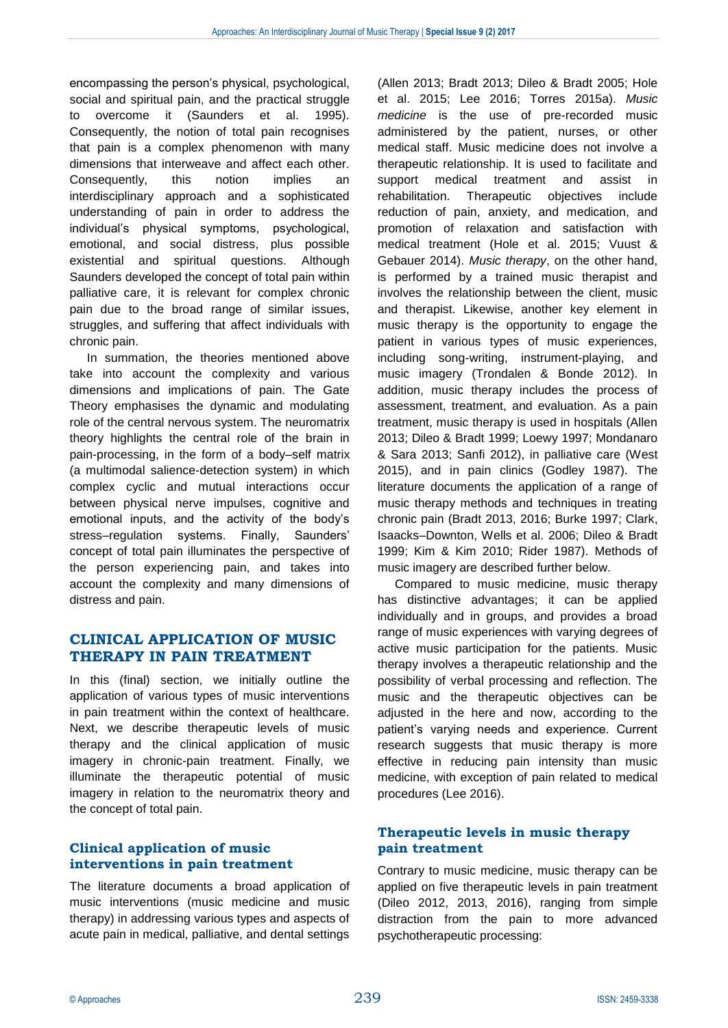encompassing the person's physical, psychological, social and spiritual pain, and the practical struggle to overcome it (Saunders et al. 1995). Consequently, the notion of total pain recognises that pain is a complex phenomenon with many dimensions that interweave and affect each other. Consequently, this notion implies an interdisciplinary approach and a sophisticated understanding of pain in order to address the individual's physical symptoms, psychological, emotional, and social distress, plus possible existential and spiritual questions. Although Saunders developed the concept of total pain within palliative care, it is relevant for complex chronic pain due to the broad range of similar issues, struggles, and suffering that affect individuals with chronic pain.

In summation, the theories mentioned above take into account the complexity and various dimensions and implications of pain. The Gate Theory emphasises the dynamic and modulating role of the central nervous system. The neuromatrix theory highlights the central role of the brain in pain-processing, in the form of a body–self matrix (a multimodal salience-detection system) in which complex cyclic and mutual interactions occur between physical nerve impulses, cognitive and emotional inputs, and the activity of the body's stress–regulation systems. Finally, Saunders' concept of total pain illuminates the perspective of the person experiencing pain, and takes into account the complexity and many dimensions of distress and pain.

## CLINICAL APPLICATION OF MUSIC THERAPY IN PAIN TREATMENT

In this (final) section, we initially outline the application of various types of music interventions in pain treatment within the context of healthcare. Next, we describe therapeutic levels of music therapy and the clinical application of music imagery in chronic-pain treatment. Finally, we illuminate the therapeutic potential of music imagery in relation to the neuromatrix theory and the concept of total pain.

### Clinical application of music interventions in pain treatment

The literature documents a broad application of music interventions (music medicine and music therapy) in addressing various types and aspects of acute pain in medical, palliative, and dental settings (Allen 2013; Bradt 2013; Dileo & Bradt 2005; Hole et al. 2015; Lee 2016; Torres 2015a). *Music medicine* is the use of pre-recorded music administered by the patient, nurses, or other medical staff. Music medicine does not involve a therapeutic relationship. It is used to facilitate and support medical treatment and assist in rehabilitation. Therapeutic objectives include reduction of pain, anxiety, and medication, and promotion of relaxation and satisfaction with medical treatment (Hole et al. 2015; Vuust & Gebauer 2014). *Music therapy*, on the other hand, is performed by a trained music therapist and involves the relationship between the client, music and therapist. Likewise, another key element in music therapy is the opportunity to engage the patient in various types of music experiences, including song-writing, instrument-playing, and music imagery (Trondalen & Bonde 2012). In addition, music therapy includes the process of assessment, treatment, and evaluation. As a pain treatment, music therapy is used in hospitals (Allen 2013; Dileo & Bradt 1999; Loewy 1997; Mondanaro & Sara 2013; Sanfi 2012), in palliative care (West 2015), and in pain clinics (Godley 1987). The literature documents the application of a range of music therapy methods and techniques in treating chronic pain (Bradt 2013, 2016; Burke 1997; Clark, Isaacks–Downton, Wells et al. 2006; Dileo & Bradt 1999; Kim & Kim 2010; Rider 1987). Methods of music imagery are described further below.

Compared to music medicine, music therapy has distinctive advantages; it can be applied individually and in groups, and provides a broad range of music experiences with varying degrees of active music participation for the patients. Music therapy involves a therapeutic relationship and the possibility of verbal processing and reflection. The music and the therapeutic objectives can be adjusted in the here and now, according to the patient's varying needs and experience. Current research suggests that music therapy is more effective in reducing pain intensity than music medicine, with exception of pain related to medical procedures (Lee 2016).

### Therapeutic levels in music therapy pain treatment

Contrary to music medicine, music therapy can be applied on five therapeutic levels in pain treatment (Dileo 2012, 2013, 2016), ranging from simple distraction from the pain to more advanced psychotherapeutic processing: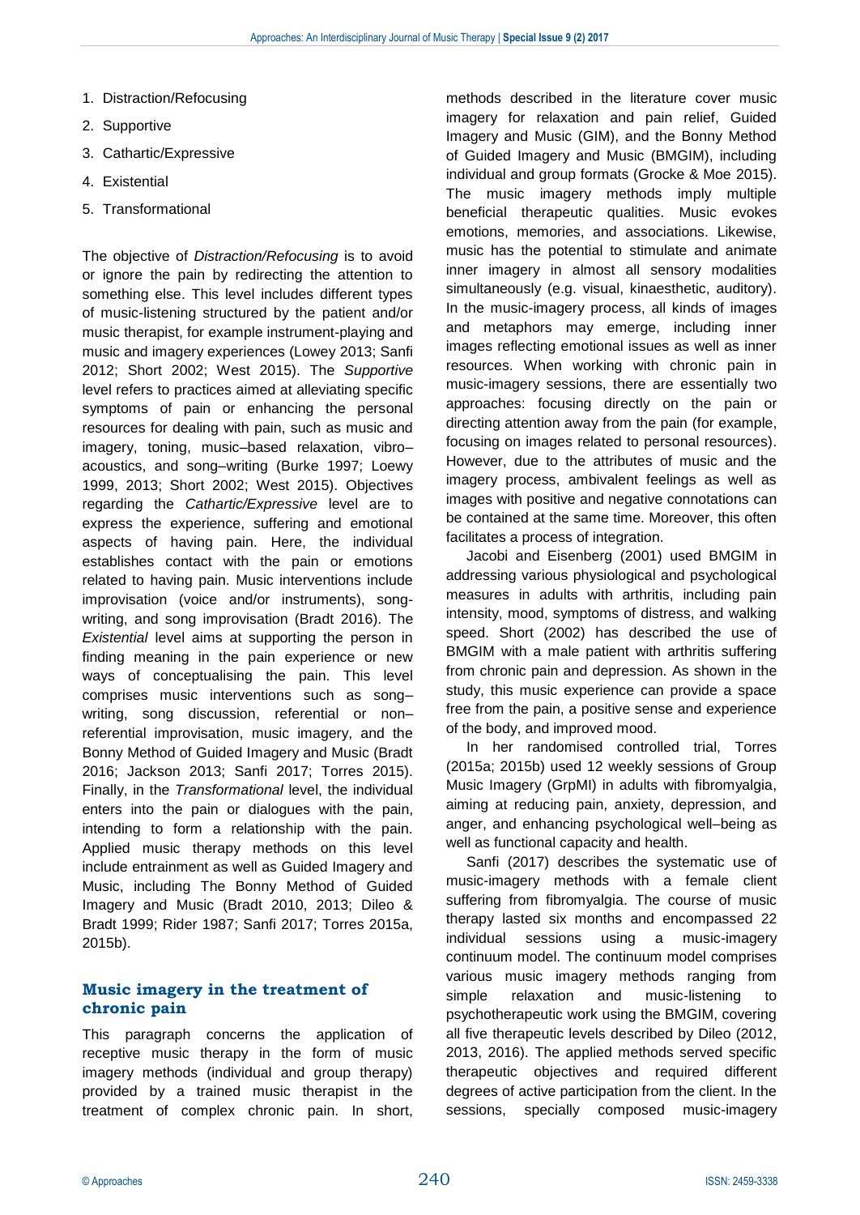1. Distraction/Refocusing
2. Supportive
3. Cathartic/Expressive
4. Existential
5. Transformational

The objective of *Distraction/Refocusing* is to avoid or ignore the pain by redirecting the attention to something else. This level includes different types of music-listening structured by the patient and/or music therapist, for example instrument-playing and music and imagery experiences (Lowey 2013; Sanfi 2012; Short 2002; West 2015). The *Supportive* level refers to practices aimed at alleviating specific symptoms of pain or enhancing the personal resources for dealing with pain, such as music and imagery, toning, music–based relaxation, vibro–acoustics, and song–writing (Burke 1997; Loewy 1999, 2013; Short 2002; West 2015). Objectives regarding the *Cathartic/Expressive* level are to express the experience, suffering and emotional aspects of having pain. Here, the individual establishes contact with the pain or emotions related to having pain. Music interventions include improvisation (voice and/or instruments), song-writing, and song improvisation (Bradt 2016). The *Existential* level aims at supporting the person in finding meaning in the pain experience or new ways of conceptualising the pain. This level comprises music interventions such as song–writing, song discussion, referential or non–referential improvisation, music imagery, and the Bonny Method of Guided Imagery and Music (Bradt 2016; Jackson 2013; Sanfi 2017; Torres 2015). Finally, in the *Transformational* level, the individual enters into the pain or dialogues with the pain, intending to form a relationship with the pain. Applied music therapy methods on this level include entrainment as well as Guided Imagery and Music, including The Bonny Method of Guided Imagery and Music (Bradt 2010, 2013; Dileo & Bradt 1999; Rider 1987; Sanfi 2017; Torres 2015a, 2015b).

## Music imagery in the treatment of chronic pain

This paragraph concerns the application of receptive music therapy in the form of music imagery methods (individual and group therapy) provided by a trained music therapist in the treatment of complex chronic pain. In short, methods described in the literature cover music imagery for relaxation and pain relief, Guided Imagery and Music (GIM), and the Bonny Method of Guided Imagery and Music (BMGIM), including individual and group formats (Grocke & Moe 2015). The music imagery methods imply multiple beneficial therapeutic qualities. Music evokes emotions, memories, and associations. Likewise, music has the potential to stimulate and animate inner imagery in almost all sensory modalities simultaneously (e.g. visual, kinaesthetic, auditory). In the music-imagery process, all kinds of images and metaphors may emerge, including inner images reflecting emotional issues as well as inner resources. When working with chronic pain in music-imagery sessions, there are essentially two approaches: focusing directly on the pain or directing attention away from the pain (for example, focusing on images related to personal resources). However, due to the attributes of music and the imagery process, ambivalent feelings as well as images with positive and negative connotations can be contained at the same time. Moreover, this often facilitates a process of integration.

Jacobi and Eisenberg (2001) used BMGIM in addressing various physiological and psychological measures in adults with arthritis, including pain intensity, mood, symptoms of distress, and walking speed. Short (2002) has described the use of BMGIM with a male patient with arthritis suffering from chronic pain and depression. As shown in the study, this music experience can provide a space free from the pain, a positive sense and experience of the body, and improved mood.

In her randomised controlled trial, Torres (2015a; 2015b) used 12 weekly sessions of Group Music Imagery (GrpMI) in adults with fibromyalgia, aiming at reducing pain, anxiety, depression, and anger, and enhancing psychological well–being as well as functional capacity and health.

Sanfi (2017) describes the systematic use of music-imagery methods with a female client suffering from fibromyalgia. The course of music therapy lasted six months and encompassed 22 individual sessions using a music-imagery continuum model. The continuum model comprises various music imagery methods ranging from simple relaxation and music-listening to psychotherapeutic work using the BMGIM, covering all five therapeutic levels described by Dileo (2012, 2013, 2016). The applied methods served specific therapeutic objectives and required different degrees of active participation from the client. In the sessions, specially composed music-imagery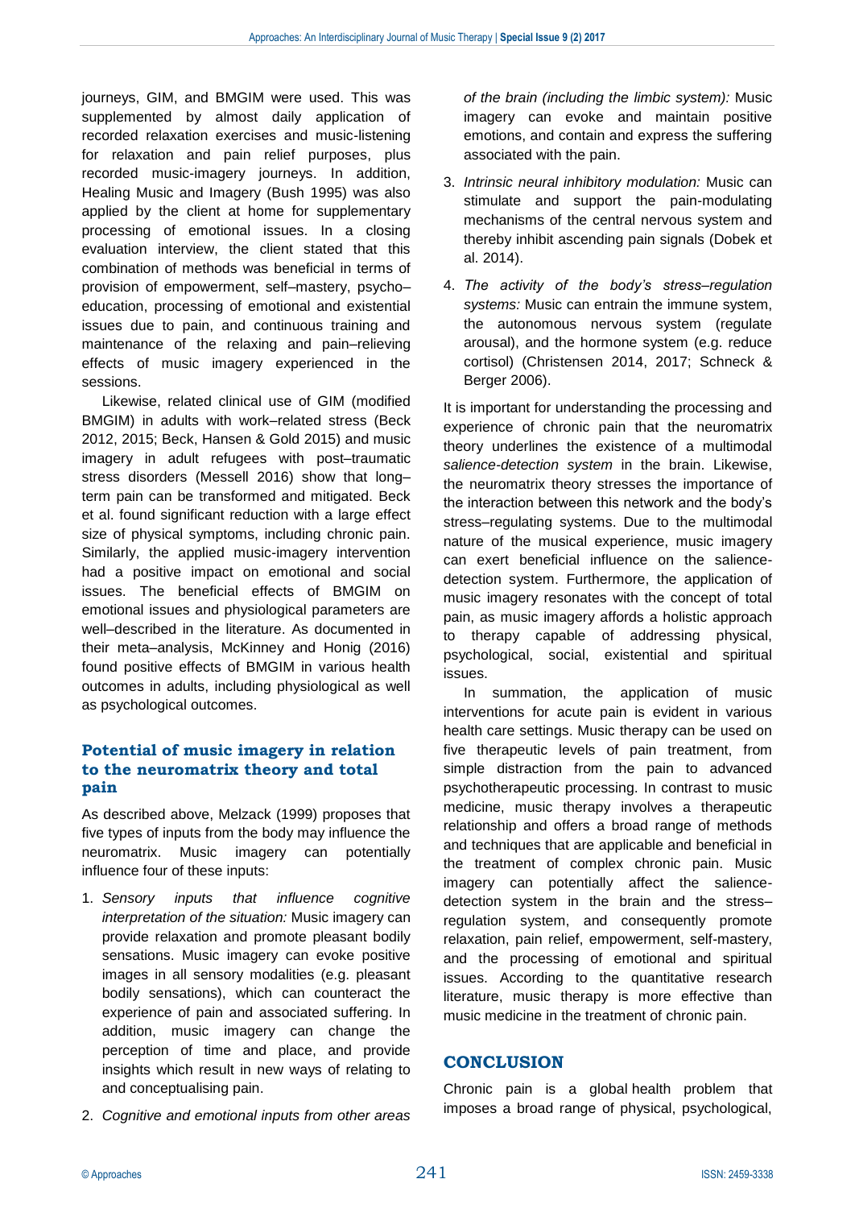journeys, GIM, and BMGIM were used. This was supplemented by almost daily application of recorded relaxation exercises and music-listening for relaxation and pain relief purposes, plus recorded music-imagery journeys. In addition, Healing Music and Imagery (Bush 1995) was also applied by the client at home for supplementary processing of emotional issues. In a closing evaluation interview, the client stated that this combination of methods was beneficial in terms of provision of empowerment, self–mastery, psycho–education, processing of emotional and existential issues due to pain, and continuous training and maintenance of the relaxing and pain–relieving effects of music imagery experienced in the sessions.

Likewise, related clinical use of GIM (modified BMGIM) in adults with work–related stress (Beck 2012, 2015; Beck, Hansen & Gold 2015) and music imagery in adult refugees with post–traumatic stress disorders (Messell 2016) show that long–term pain can be transformed and mitigated. Beck et al. found significant reduction with a large effect size of physical symptoms, including chronic pain. Similarly, the applied music-imagery intervention had a positive impact on emotional and social issues. The beneficial effects of BMGIM on emotional issues and physiological parameters are well–described in the literature. As documented in their meta–analysis, McKinney and Honig (2016) found positive effects of BMGIM in various health outcomes in adults, including physiological as well as psychological outcomes.

### Potential of music imagery in relation to the neuromatrix theory and total pain

As described above, Melzack (1999) proposes that five types of inputs from the body may influence the neuromatrix. Music imagery can potentially influence four of these inputs:

1. *Sensory inputs that influence cognitive interpretation of the situation:* Music imagery can provide relaxation and promote pleasant bodily sensations. Music imagery can evoke positive images in all sensory modalities (e.g. pleasant bodily sensations), which can counteract the experience of pain and associated suffering. In addition, music imagery can change the perception of time and place, and provide insights which result in new ways of relating to and conceptualising pain.
2. *Cognitive and emotional inputs from other areas of the brain (including the limbic system):* Music imagery can evoke and maintain positive emotions, and contain and express the suffering associated with the pain.
3. *Intrinsic neural inhibitory modulation:* Music can stimulate and support the pain-modulating mechanisms of the central nervous system and thereby inhibit ascending pain signals (Dobek et al. 2014).
4. *The activity of the body's stress–regulation systems:* Music can entrain the immune system, the autonomous nervous system (regulate arousal), and the hormone system (e.g. reduce cortisol) (Christensen 2014, 2017; Schneck & Berger 2006).

It is important for understanding the processing and experience of chronic pain that the neuromatrix theory underlines the existence of a multimodal *salience-detection system* in the brain. Likewise, the neuromatrix theory stresses the importance of the interaction between this network and the body's stress–regulating systems. Due to the multimodal nature of the musical experience, music imagery can exert beneficial influence on the salience-detection system. Furthermore, the application of music imagery resonates with the concept of total pain, as music imagery affords a holistic approach to therapy capable of addressing physical, psychological, social, existential and spiritual issues.

In summation, the application of music interventions for acute pain is evident in various health care settings. Music therapy can be used on five therapeutic levels of pain treatment, from simple distraction from the pain to advanced psychotherapeutic processing. In contrast to music medicine, music therapy involves a therapeutic relationship and offers a broad range of methods and techniques that are applicable and beneficial in the treatment of complex chronic pain. Music imagery can potentially affect the salience-detection system in the brain and the stress–regulation system, and consequently promote relaxation, pain relief, empowerment, self-mastery, and the processing of emotional and spiritual issues. According to the quantitative research literature, music therapy is more effective than music medicine in the treatment of chronic pain.

## CONCLUSION

Chronic pain is a global health problem that imposes a broad range of physical, psychological,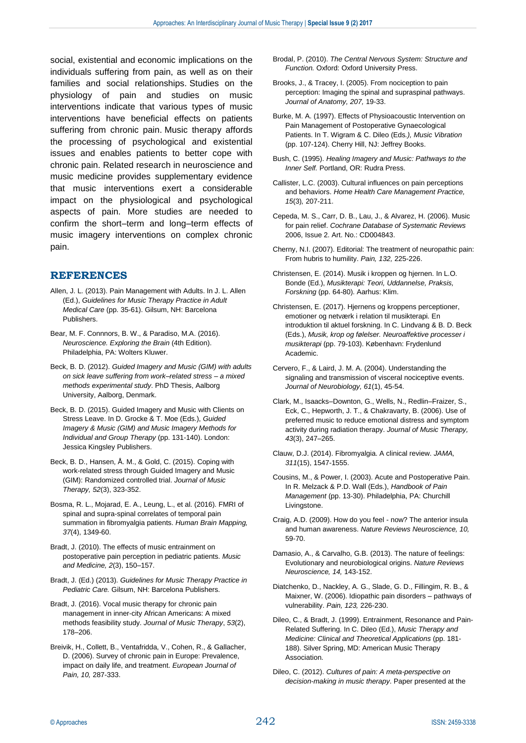social, existential and economic implications on the individuals suffering from pain, as well as on their families and social relationships. Studies on the physiology of pain and studies on music interventions indicate that various types of music interventions have beneficial effects on patients suffering from chronic pain. Music therapy affords the processing of psychological and existential issues and enables patients to better cope with chronic pain. Related research in neuroscience and music medicine provides supplementary evidence that music interventions exert a considerable impact on the physiological and psychological aspects of pain. More studies are needed to confirm the short–term and long–term effects of music imagery interventions on complex chronic pain.

## REFERENCES

Allen, J. L. (2013). Pain Management with Adults. In J. L. Allen (Ed.), *Guidelines for Music Therapy Practice in Adult Medical Care* (pp. 35-61). Gilsum, NH: Barcelona Publishers.

Bear, M. F. Connnors, B. W., & Paradiso, M.A. (2016). *Neuroscience. Exploring the Brain* (4th Edition). Philadelphia, PA: Wolters Kluwer.

Beck, B. D. (2012). *Guided Imagery and Music (GIM) with adults on sick leave suffering from work–related stress – a mixed methods experimental study*. PhD Thesis, Aalborg University, Aalborg, Denmark.

Beck, B. D. (2015). Guided Imagery and Music with Clients on Stress Leave. In D. Grocke & T. Moe (Eds.), *Guided Imagery & Music (GIM) and Music Imagery Methods for Individual and Group Therapy* (pp. 131-140). London: Jessica Kingsley Publishers.

Beck, B. D., Hansen, Å. M., & Gold, C. (2015). Coping with work-related stress through Guided Imagery and Music (GIM): Randomized controlled trial. *Journal of Music Therapy, 52*(3), 323-352.

Bosma, R. L., Mojarad, E. A., Leung, L., et al. (2016). FMRI of spinal and supra-spinal correlates of temporal pain summation in fibromyalgia patients. *Human Brain Mapping, 37*(4), 1349-60.

Bradt, J. (2010). The effects of music entrainment on postoperative pain perception in pediatric patients. *Music and Medicine, 2*(3), 150–157.

Bradt, J. (Ed.) (2013). *Guidelines for Music Therapy Practice in Pediatric Care.* Gilsum, NH: Barcelona Publishers.

Bradt, J. (2016). Vocal music therapy for chronic pain management in inner-city African Americans: A mixed methods feasibility study. *Journal of Music Therapy*, *53*(2), 178–206.

Breivik, H., Collett, B., Ventafridda, V., Cohen, R., & Gallacher, D. (2006). Survey of chronic pain in Europe: Prevalence, impact on daily life, and treatment. *European Journal of Pain, 10,* 287-333.

Brodal, P. (2010). *The Central Nervous System: Structure and Function.* Oxford: Oxford University Press.

Brooks, J., & Tracey, I. (2005). From nociception to pain perception: Imaging the spinal and supraspinal pathways. *Journal of Anatomy, 207,* 19-33.

Burke, M. A. (1997). Effects of Physioacoustic Intervention on Pain Management of Postoperative Gynaecological Patients. In T. Wigram & C. Dileo (Eds*.), Music Vibration* (pp. 107-124). Cherry Hill, NJ: Jeffrey Books.

Bush, C. (1995). *Healing Imagery and Music: Pathways to the Inner Self.* Portland, OR: Rudra Press.

Callister, L.C. (2003). Cultural influences on pain perceptions and behaviors. *Home Health Care Management Practice, 15*(3)*,* 207-211.

Cepeda, M. S., Carr, D. B., Lau, J., & Alvarez, H. (2006). Music for pain relief. *Cochrane Database of Systematic Reviews* 2006, Issue 2. Art. No.: CD004843.

Cherny, N.I. (2007). Editorial: The treatment of neuropathic pain: From hubris to humility. *Pain, 132,* 225-226.

Christensen, E. (2014). Musik i kroppen og hjernen. In L.O. Bonde (Ed.), *Musikterapi: Teori, Uddannelse, Praksis, Forskning* (pp. 64-80). Aarhus: Klim.

Christensen, E. (2017). Hjernens og kroppens perceptioner, emotioner og netværk i relation til musikterapi. En introduktion til aktuel forskning. In C. Lindvang & B. D. Beck (Eds.), *Musik, krop og følelser. Neuroaffektive processer i musikterapi* (pp. 79-103). København: Frydenlund Academic.

Cervero, F., & Laird, J. M. A. (2004). Understanding the signaling and transmission of visceral nociceptive events. *Journal of Neurobiology, 61*(1), 45-54.

Clark, M., Isaacks–Downton, G., Wells, N., Redlin–Fraizer, S., Eck, C., Hepworth, J. T., & Chakravarty, B. (2006). Use of preferred music to reduce emotional distress and symptom activity during radiation therapy. *Journal of Music Therapy, 43*(3), 247–265.

Clauw, D.J. (2014). Fibromyalgia. A clinical review. *JAMA, 311*(15), 1547-1555.

Cousins, M., & Power, I. (2003). Acute and Postoperative Pain. In R. Melzack & P.D. Wall (Eds.), *Handbook of Pain Management* (pp. 13-30). Philadelphia, PA: Churchill Livingstone.

Craig, A.D. (2009). How do you feel - now? The anterior insula and human awareness. *Nature Reviews Neuroscience, 10,* 59-70.

Damasio, A., & Carvalho, G.B. (2013). The nature of feelings: Evolutionary and neurobiological origins. *Nature Reviews Neuroscience, 14,* 143-152.

Diatchenko, D., Nackley, A. G., Slade, G. D., Fillingim, R. B., & Maixner, W. (2006). Idiopathic pain disorders – pathways of vulnerability. *Pain, 123,* 226-230.

Dileo, C., & Bradt, J. (1999). Entrainment, Resonance and Pain-Related Suffering. In C. Dileo (Ed.), *Music Therapy and Medicine: Clinical and Theoretical Applications* (pp. 181-188). Silver Spring, MD: American Music Therapy Association*.*

Dileo, C. (2012). *Cultures of pain: A meta-perspective on decision-making in music therapy*. Paper presented at the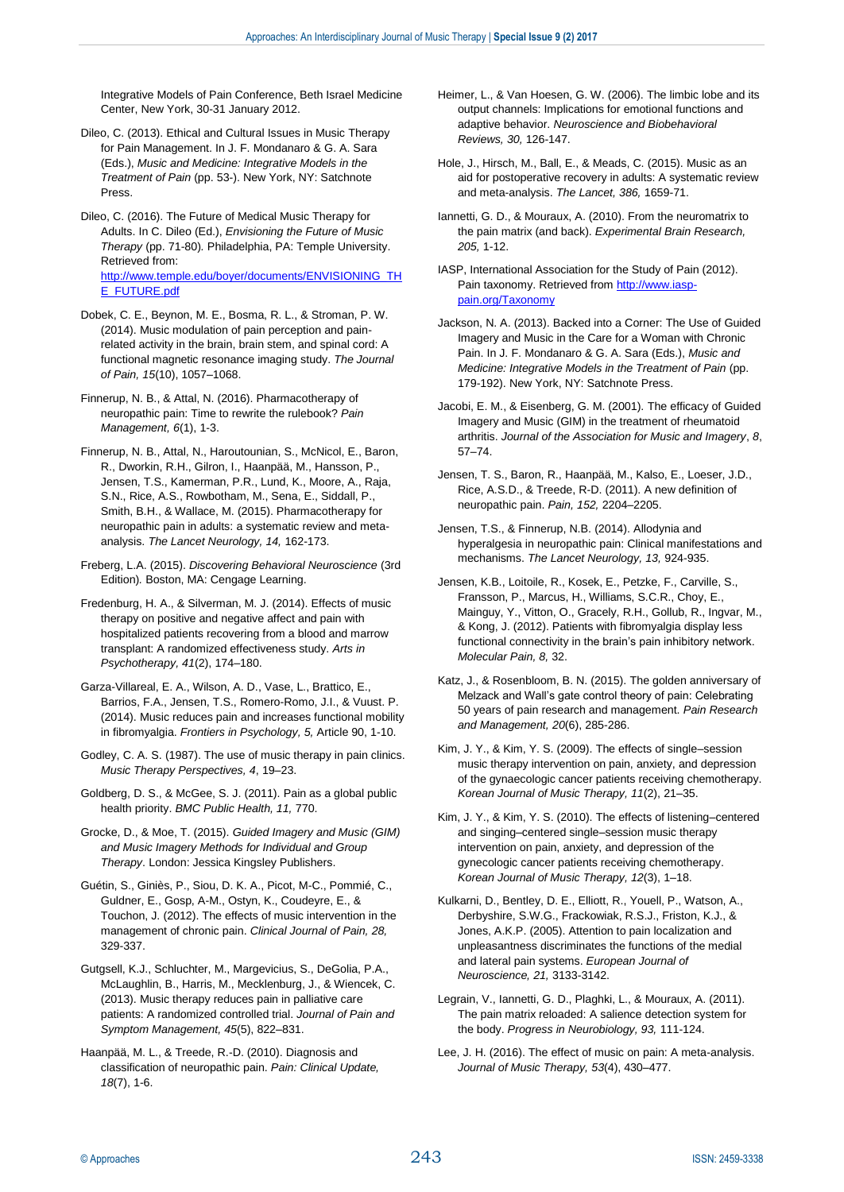Integrative Models of Pain Conference, Beth Israel Medicine Center, New York, 30-31 January 2012.

Dileo, C. (2013). Ethical and Cultural Issues in Music Therapy for Pain Management. In J. F. Mondanaro & G. A. Sara (Eds.), *Music and Medicine: Integrative Models in the Treatment of Pain* (pp. 53-). New York, NY: Satchnote Press.

Dileo, C. (2016). The Future of Medical Music Therapy for Adults. In C. Dileo (Ed.), *Envisioning the Future of Music Therapy* (pp. 71-80)*.* Philadelphia, PA: Temple University. Retrieved from: [http://www.temple.edu/boyer/documents/ENVISIONING_THE_FUTURE.pdf](http://www.temple.edu/boyer/documents/ENVISIONING_THE_FUTURE.pdf)

Dobek, C. E., Beynon, M. E., Bosma, R. L., & Stroman, P. W. (2014). Music modulation of pain perception and pain-related activity in the brain, brain stem, and spinal cord: A functional magnetic resonance imaging study. *The Journal of Pain, 15*(10), 1057–1068.

Finnerup, N. B., & Attal, N. (2016). Pharmacotherapy of neuropathic pain: Time to rewrite the rulebook? *Pain Management, 6*(1), 1-3.

Finnerup, N. B., Attal, N., Haroutounian, S., McNicol, E., Baron, R., Dworkin, R.H., Gilron, I., Haanpää, M., Hansson, P., Jensen, T.S., Kamerman, P.R., Lund, K., Moore, A., Raja, S.N., Rice, A.S., Rowbotham, M., Sena, E., Siddall, P., Smith, B.H., & Wallace, M. (2015). Pharmacotherapy for neuropathic pain in adults: a systematic review and meta-analysis. *The Lancet Neurology, 14,* 162-173.

Freberg, L.A. (2015). *Discovering Behavioral Neuroscience* (3rd Edition)*.* Boston, MA: Cengage Learning.

Fredenburg, H. A., & Silverman, M. J. (2014). Effects of music therapy on positive and negative affect and pain with hospitalized patients recovering from a blood and marrow transplant: A randomized effectiveness study. *Arts in Psychotherapy, 41*(2), 174–180.

Garza-Villareal, E. A., Wilson, A. D., Vase, L., Brattico, E., Barrios, F.A., Jensen, T.S., Romero-Romo, J.I., & Vuust. P. (2014). Music reduces pain and increases functional mobility in fibromyalgia. *Frontiers in Psychology, 5,* Article 90, 1-10.

Godley, C. A. S. (1987). The use of music therapy in pain clinics. *Music Therapy Perspectives, 4*, 19–23.

Goldberg, D. S., & McGee, S. J. (2011). Pain as a global public health priority. *BMC Public Health, 11,* 770.

Grocke, D., & Moe, T. (2015). *Guided Imagery and Music (GIM) and Music Imagery Methods for Individual and Group Therapy*. London: Jessica Kingsley Publishers.

Guétin, S., Giniès, P., Siou, D. K. A., Picot, M-C., Pommié, C., Guldner, E., Gosp, A-M., Ostyn, K., Coudeyre, E., & Touchon, J. (2012). The effects of music intervention in the management of chronic pain. *Clinical Journal of Pain, 28,* 329-337.

Gutgsell, K.J., Schluchter, M., Margevicius, S., DeGolia, P.A., McLaughlin, B., Harris, M., Mecklenburg, J., & Wiencek, C. (2013). Music therapy reduces pain in palliative care patients: A randomized controlled trial. *Journal of Pain and Symptom Management, 45*(5), 822–831.

Haanpää, M. L., & Treede, R.-D. (2010). Diagnosis and classification of neuropathic pain. *Pain: Clinical Update, 18*(7), 1-6.

Heimer, L., & Van Hoesen, G. W. (2006). The limbic lobe and its output channels: Implications for emotional functions and adaptive behavior. *Neuroscience and Biobehavioral Reviews, 30,* 126-147.

Hole, J., Hirsch, M., Ball, E., & Meads, C. (2015). Music as an aid for postoperative recovery in adults: A systematic review and meta-analysis. *The Lancet, 386,* 1659-71.

Iannetti, G. D., & Mouraux, A. (2010). From the neuromatrix to the pain matrix (and back). *Experimental Brain Research, 205,* 1-12.

IASP, International Association for the Study of Pain (2012). Pain taxonomy. Retrieved from [http://www.iasp-pain.org/Taxonomy](http://www.iasp-pain.org/Taxonomy)

Jackson, N. A. (2013). Backed into a Corner: The Use of Guided Imagery and Music in the Care for a Woman with Chronic Pain. In J. F. Mondanaro & G. A. Sara (Eds.), *Music and Medicine: Integrative Models in the Treatment of Pain* (pp. 179-192). New York, NY: Satchnote Press.

Jacobi, E. M., & Eisenberg, G. M. (2001). The efficacy of Guided Imagery and Music (GIM) in the treatment of rheumatoid arthritis. *Journal of the Association for Music and Imagery*, *8*, 57–74.

Jensen, T. S., Baron, R., Haanpää, M., Kalso, E., Loeser, J.D., Rice, A.S.D., & Treede, R-D. (2011). A new definition of neuropathic pain. *Pain, 152,* 2204–2205.

Jensen, T.S., & Finnerup, N.B. (2014). Allodynia and hyperalgesia in neuropathic pain: Clinical manifestations and mechanisms. *The Lancet Neurology, 13,* 924-935.

Jensen, K.B., Loitoile, R., Kosek, E., Petzke, F., Carville, S., Fransson, P., Marcus, H., Williams, S.C.R., Choy, E., Mainguy, Y., Vitton, O., Gracely, R.H., Gollub, R., Ingvar, M., & Kong, J. (2012). Patients with fibromyalgia display less functional connectivity in the brain's pain inhibitory network. *Molecular Pain, 8,* 32.

Katz, J., & Rosenbloom, B. N. (2015). The golden anniversary of Melzack and Wall's gate control theory of pain: Celebrating 50 years of pain research and management. *Pain Research and Management, 20*(6), 285-286.

Kim, J. Y., & Kim, Y. S. (2009). The effects of single–session music therapy intervention on pain, anxiety, and depression of the gynaecologic cancer patients receiving chemotherapy. *Korean Journal of Music Therapy, 11*(2), 21–35.

Kim, J. Y., & Kim, Y. S. (2010). The effects of listening–centered and singing–centered single–session music therapy intervention on pain, anxiety, and depression of the gynecologic cancer patients receiving chemotherapy. *Korean Journal of Music Therapy, 12*(3), 1–18.

Kulkarni, D., Bentley, D. E., Elliott, R., Youell, P., Watson, A., Derbyshire, S.W.G., Frackowiak, R.S.J., Friston, K.J., & Jones, A.K.P. (2005). Attention to pain localization and unpleasantness discriminates the functions of the medial and lateral pain systems. *European Journal of Neuroscience, 21,* 3133-3142.

Legrain, V., Iannetti, G. D., Plaghki, L., & Mouraux, A. (2011). The pain matrix reloaded: A salience detection system for the body. *Progress in Neurobiology, 93,* 111-124.

Lee, J. H. (2016). The effect of music on pain: A meta-analysis. *Journal of Music Therapy, 53*(4), 430–477.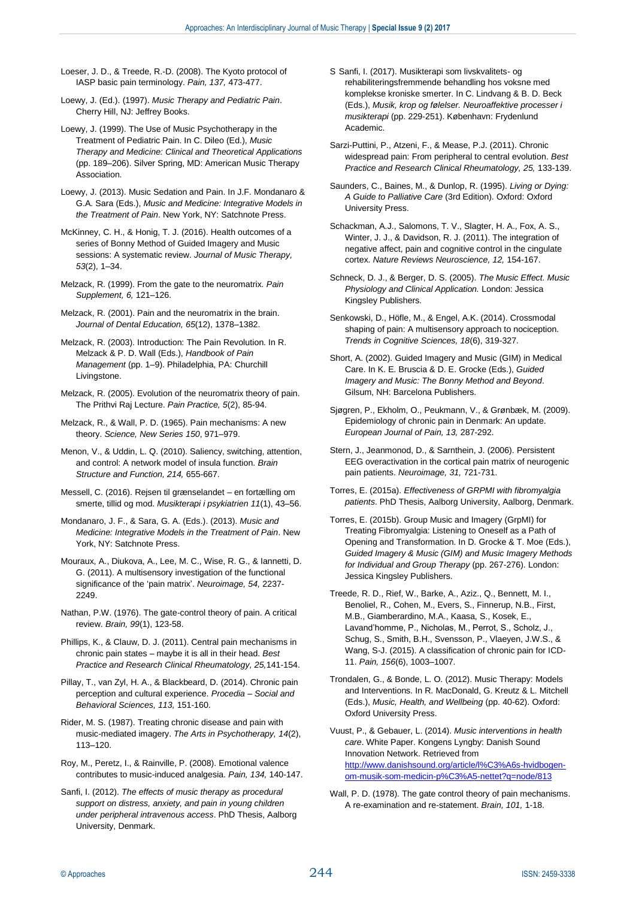Loeser, J. D., & Treede, R.-D. (2008). The Kyoto protocol of IASP basic pain terminology. *Pain, 137,* 473-477.

Loewy, J. (Ed.). (1997). *Music Therapy and Pediatric Pain*. Cherry Hill, NJ: Jeffrey Books.

Loewy, J. (1999). The Use of Music Psychotherapy in the Treatment of Pediatric Pain. In C. Dileo (Ed.), *Music Therapy and Medicine: Clinical and Theoretical Applications* (pp. 189–206). Silver Spring, MD: American Music Therapy Association.

Loewy, J. (2013). Music Sedation and Pain. In J.F. Mondanaro & G.A. Sara (Eds.), *Music and Medicine: Integrative Models in the Treatment of Pain*. New York, NY: Satchnote Press.

McKinney, C. H., & Honig, T. J. (2016). Health outcomes of a series of Bonny Method of Guided Imagery and Music sessions: A systematic review. *Journal of Music Therapy, 53*(2), 1–34.

Melzack, R. (1999). From the gate to the neuromatrix. *Pain Supplement, 6,* 121–126.

Melzack, R. (2001). Pain and the neuromatrix in the brain. *Journal of Dental Education, 65*(12), 1378–1382.

Melzack, R. (2003). Introduction: The Pain Revolution. In R. Melzack & P. D. Wall (Eds.), *Handbook of Pain Management* (pp. 1–9). Philadelphia, PA: Churchill Livingstone.

Melzack, R. (2005). Evolution of the neuromatrix theory of pain. The Prithvi Raj Lecture. *Pain Practice, 5*(2), 85-94.

Melzack, R., & Wall, P. D. (1965). Pain mechanisms: A new theory. *Science, New Series 150*, 971–979.

Menon, V., & Uddin, L. Q. (2010). Saliency, switching, attention, and control: A network model of insula function. *Brain Structure and Function, 214,* 655-667.

Messell, C. (2016). Rejsen til grænselandet – en fortælling om smerte, tillid og mod. *Musikterapi i psykiatrien 11*(1), 43–56.

Mondanaro, J. F., & Sara, G. A. (Eds.). (2013). *Music and Medicine: Integrative Models in the Treatment of Pain*. New York, NY: Satchnote Press.

Mouraux, A., Diukova, A., Lee, M. C., Wise, R. G., & Iannetti, D. G. (2011). A multisensory investigation of the functional significance of the 'pain matrix'. *Neuroimage, 54,* 2237-2249.

Nathan, P.W. (1976). The gate-control theory of pain. A critical review. *Brain, 99*(1), 123-58.

Phillips, K., & Clauw, D. J. (2011). Central pain mechanisms in chronic pain states – maybe it is all in their head. *Best Practice and Research Clinical Rheumatology, 25,*141-154.

Pillay, T., van Zyl, H. A., & Blackbeard, D. (2014). Chronic pain perception and cultural experience. *Procedia – Social and Behavioral Sciences, 113,* 151-160.

Rider, M. S. (1987). Treating chronic disease and pain with music-mediated imagery. *The Arts in Psychotherapy, 14*(2), 113–120.

Roy, M., Peretz, I., & Rainville, P. (2008). Emotional valence contributes to music-induced analgesia. *Pain, 134,* 140-147.

Sanfi, I. (2012). *The effects of music therapy as procedural support on distress, anxiety, and pain in young children under peripheral intravenous access*. PhD Thesis, Aalborg University, Denmark.

S Sanfi, I. (2017). Musikterapi som livskvalitets- og rehabiliteringsfremmende behandling hos voksne med komplekse kroniske smerter. In C. Lindvang & B. D. Beck (Eds.), *Musik, krop og følelser. Neuroaffektive processer i musikterapi* (pp. 229-251). København: Frydenlund Academic.

Sarzi-Puttini, P., Atzeni, F., & Mease, P.J. (2011). Chronic widespread pain: From peripheral to central evolution. *Best Practice and Research Clinical Rheumatology, 25,* 133-139.

Saunders, C., Baines, M., & Dunlop, R. (1995). *Living or Dying: A Guide to Palliative Care* (3rd Edition). Oxford: Oxford University Press.

Schackman, A.J., Salomons, T. V., Slagter, H. A., Fox, A. S., Winter, J. J., & Davidson, R. J. (2011). The integration of negative affect, pain and cognitive control in the cingulate cortex. *Nature Reviews Neuroscience, 12,* 154-167.

Schneck, D. J., & Berger, D. S. (2005). *The Music Effect. Music Physiology and Clinical Application.* London: Jessica Kingsley Publishers.

Senkowski, D., Höfle, M., & Engel, A.K. (2014). Crossmodal shaping of pain: A multisensory approach to nociception. *Trends in Cognitive Sciences, 18*(6), 319-327.

Short, A. (2002). Guided Imagery and Music (GIM) in Medical Care. In K. E. Bruscia & D. E. Grocke (Eds.), *Guided Imagery and Music: The Bonny Method and Beyond*. Gilsum, NH: Barcelona Publishers.

Sjøgren, P., Ekholm, O., Peukmann, V., & Grønbæk, M. (2009). Epidemiology of chronic pain in Denmark: An update. *European Journal of Pain, 13,* 287-292.

Stern, J., Jeanmonod, D., & Sarnthein, J. (2006). Persistent EEG overactivation in the cortical pain matrix of neurogenic pain patients. *Neuroimage, 31,* 721-731.

Torres, E. (2015a). *Effectiveness of GRPMI with fibromyalgia patients*. PhD Thesis, Aalborg University, Aalborg, Denmark.

Torres, E. (2015b). Group Music and Imagery (GrpMI) for Treating Fibromyalgia: Listening to Oneself as a Path of Opening and Transformation. In D. Grocke & T. Moe (Eds.), *Guided Imagery & Music (GIM) and Music Imagery Methods for Individual and Group Therapy* (pp. 267-276). London: Jessica Kingsley Publishers.

Treede, R. D., Rief, W., Barke, A., Aziz., Q., Bennett, M. I., Benoliel, R., Cohen, M., Evers, S., Finnerup, N.B., First, M.B., Giamberardino, M.A., Kaasa, S., Kosek, E., Lavand'homme, P., Nicholas, M., Perrot, S., Scholz, J., Schug, S., Smith, B.H., Svensson, P., Vlaeyen, J.W.S., & Wang, S-J. (2015). A classification of chronic pain for ICD-11. *Pain, 156*(6), 1003–1007.

Trondalen, G., & Bonde, L. O. (2012). Music Therapy: Models and Interventions. In R. MacDonald, G. Kreutz & L. Mitchell (Eds.), *Music, Health, and Wellbeing* (pp. 40-62). Oxford: Oxford University Press.

Vuust, P., & Gebauer, L. (2014). *Music interventions in health care*. White Paper. Kongens Lyngby: Danish Sound Innovation Network. Retrieved from http://www.danishsound.org/article/l%C3%A6s-hvidbogen-om-musik-som-medicin-p%C3%A5-nettet?q=node/813

Wall, P. D. (1978). The gate control theory of pain mechanisms. A re-examination and re-statement. *Brain, 101,* 1-18.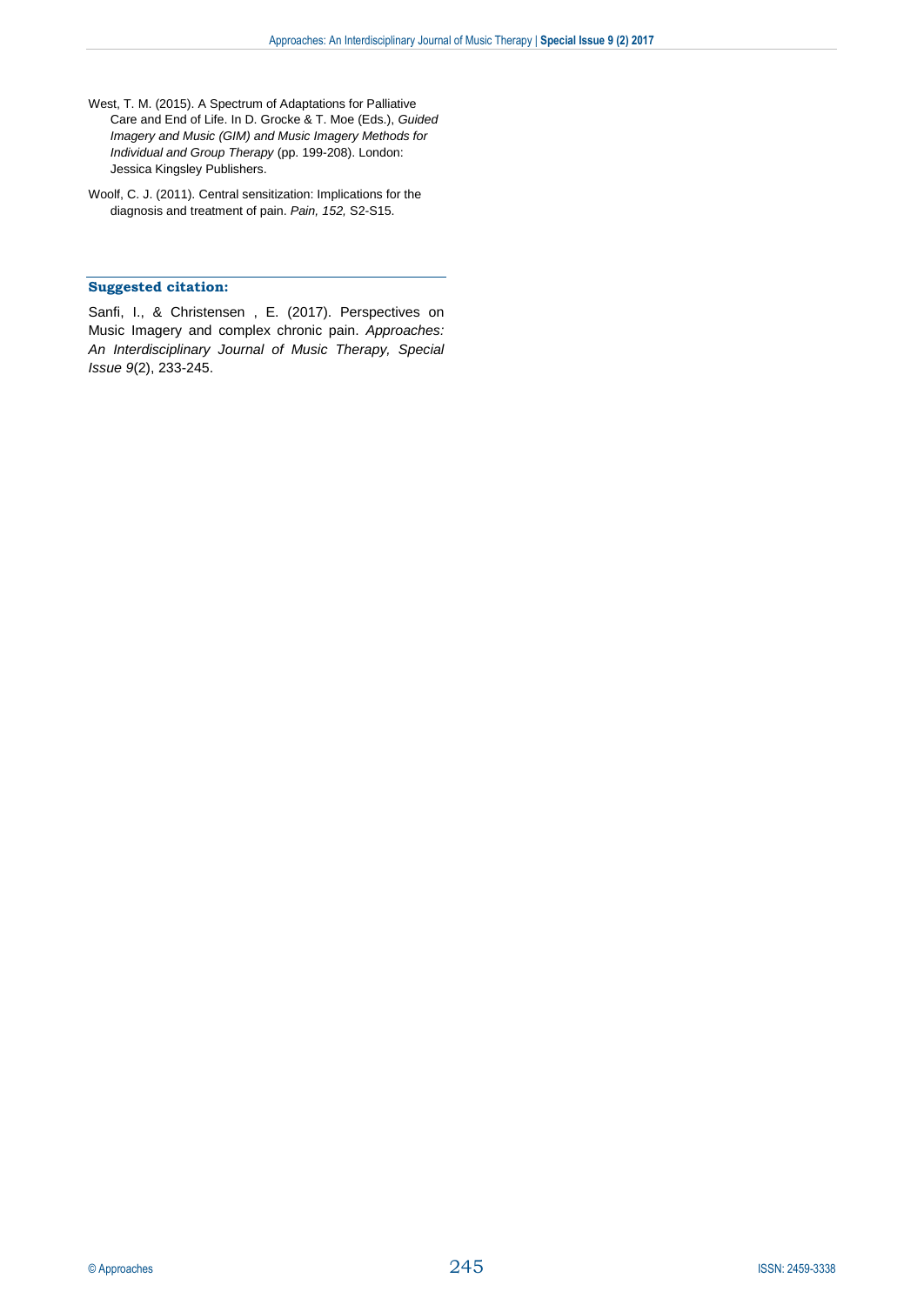West, T. M. (2015). A Spectrum of Adaptations for Palliative Care and End of Life. In D. Grocke & T. Moe (Eds.), *Guided Imagery and Music (GIM) and Music Imagery Methods for Individual and Group Therapy* (pp. 199-208). London: Jessica Kingsley Publishers.

Woolf, C. J. (2011). Central sensitization: Implications for the diagnosis and treatment of pain. *Pain, 152,* S2-S15.

**Suggested citation:**

Sanfi, I., & Christensen , E. (2017). Perspectives on Music Imagery and complex chronic pain. *Approaches: An Interdisciplinary Journal of Music Therapy, Special Issue 9*(2), 233-245.